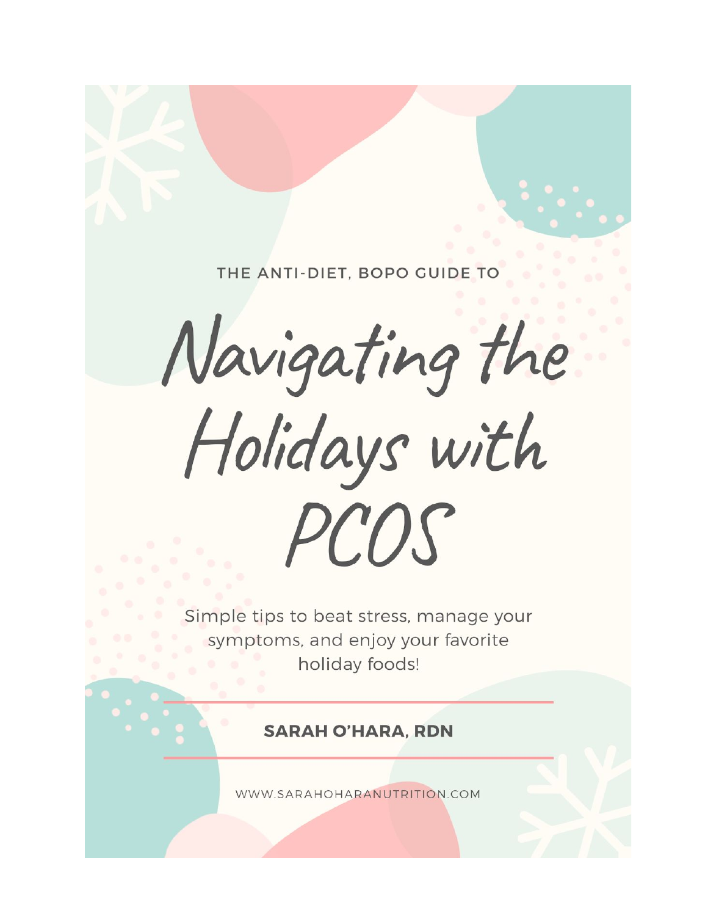THE ANTI-DIET, BOPO GUIDE TO

# Navigating the Holidays with PCOS

Simple tips to beat stress, manage your symptoms, and enjoy your favorite holiday foods!

**SARAH O'HARA, RDN**

WWW.SARAHOHARANUTRITION.COM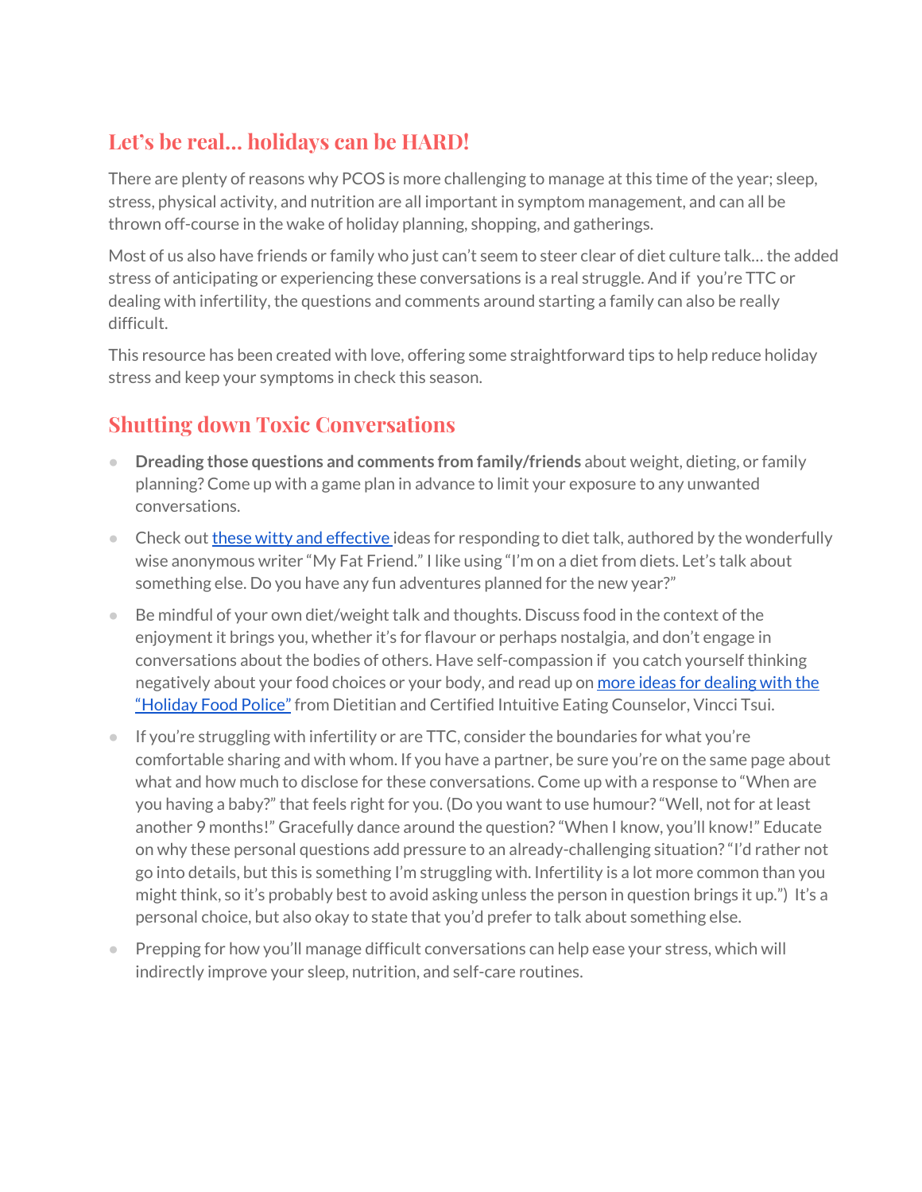## Let's be real… holidays can be HARD!

There are plenty of reasons why PCOS is more challenging to manage at this time of the year; sleep, stress, physical activity, and nutrition are all important in symptom management, and can all be thrown off-course in the wake of holiday planning, shopping, and gatherings.

Most of us also have friends or family who just can't seem to steer clear of diet culture talk… the added stress of anticipating or experiencing these conversations is a real struggle. And if you're TTC or dealing with infertility, the questions and comments around starting a family can also be really difficult.

This resource has been created with love, offering some straightforward tips to help reduce holiday stress and keep your symptoms in check this season.

## Shutting down Toxic Conversations

- **Dreading those questions and comments from family/friends** about weight, dieting, or family planning? Come up with a game plan in advance to limit your exposure to any unwanted conversations.
- Check out these witty and effective ideas for responding to diet talk, authored by the wonderfully wise anonymous writer "My Fat Friend." I like using "I'm on a diet from diets. Let's talk about something else. Do you have any fun adventures planned for the new year?"
- Be mindful of your own diet/weight talk and thoughts. Discuss food in the context of the enjoyment it brings you, whether it's for flavour or perhaps nostalgia, and don't engage in conversations about the bodies of others. Have self-compassion if you catch yourself thinking negatively about your food choices or your body, and read up on more ideas for dealing with the "Holiday Food Police" from Dietitian and Certified Intuitive Eating Counselor, Vincci Tsui.
- If you're struggling with infertility or are TTC, consider the boundaries for what you're comfortable sharing and with whom. If you have a partner, be sure you're on the same page about what and how much to disclose for these conversations. Come up with a response to "When are you having a baby?" that feels right for you. (Do you want to use humour? "Well, not for at least another 9 months!" Gracefully dance around the question? "When I know, you'll know!" Educate on why these personal questions add pressure to an already-challenging situation? "I'd rather not go into details, but this is something I'm struggling with. Infertility is a lot more common than you might think, so it's probably best to avoid asking unless the person in question brings it up.") It's a personal choice, but also okay to state that you'd prefer to talk about something else.
- Prepping for how you'll manage difficult conversations can help ease your stress, which will indirectly improve your sleep, nutrition, and self-care routines.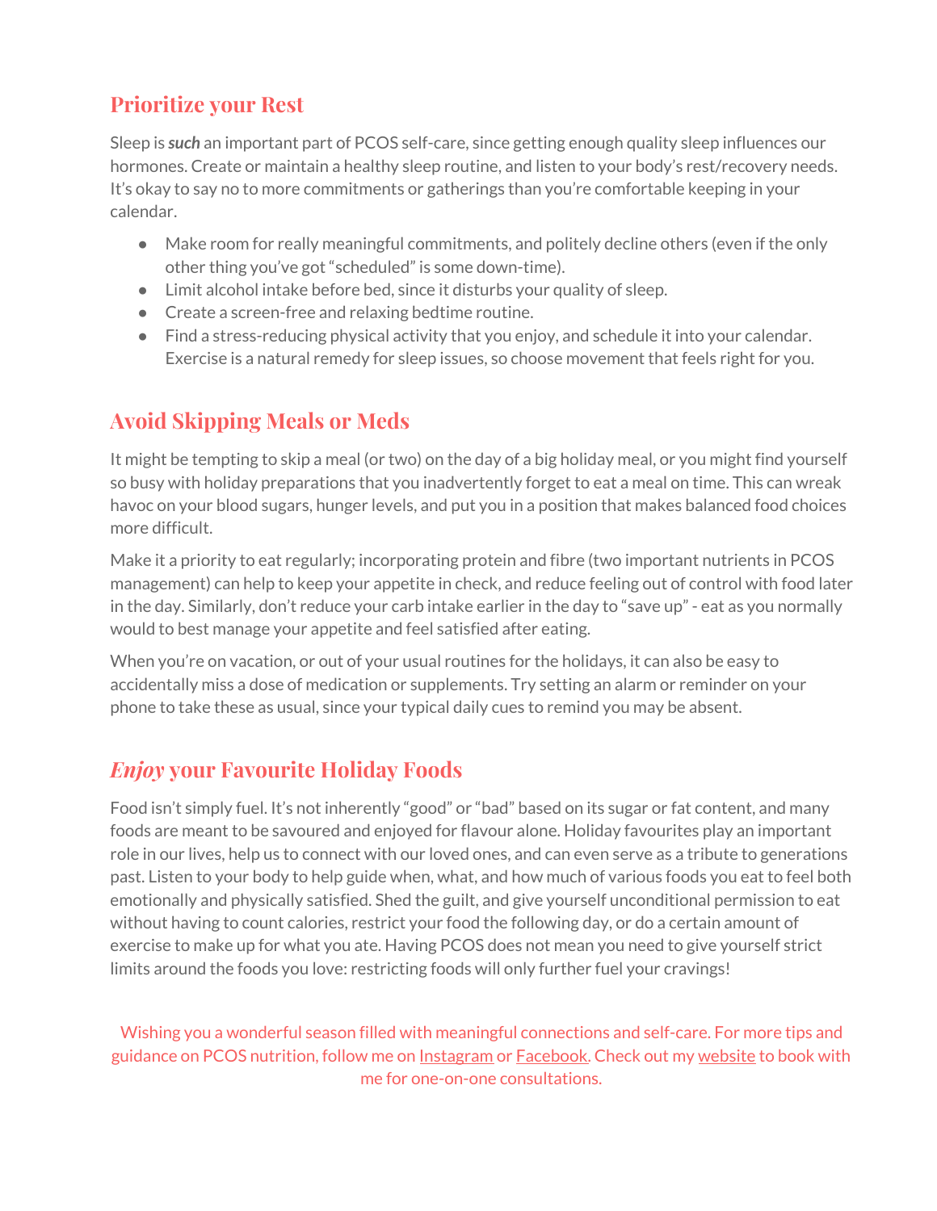## Prioritize your Rest

Sleep is ***such*** an important part of PCOS self-care, since getting enough quality sleep influences our hormones. Create or maintain a healthy sleep routine, and listen to your body's rest/recovery needs. It's okay to say no to more commitments or gatherings than you're comfortable keeping in your calendar.

- Make room for really meaningful commitments, and politely decline others (even if the only other thing you've got "scheduled" is some down-time).
- Limit alcohol intake before bed, since it disturbs your quality of sleep.
- Create a screen-free and relaxing bedtime routine.
- Find a stress-reducing physical activity that you enjoy, and schedule it into your calendar. Exercise is a natural remedy for sleep issues, so choose movement that feels right for you.

## Avoid Skipping Meals or Meds

It might be tempting to skip a meal (or two) on the day of a big holiday meal, or you might find yourself so busy with holiday preparations that you inadvertently forget to eat a meal on time. This can wreak havoc on your blood sugars, hunger levels, and put you in a position that makes balanced food choices more difficult.

Make it a priority to eat regularly; incorporating protein and fibre (two important nutrients in PCOS management) can help to keep your appetite in check, and reduce feeling out of control with food later in the day. Similarly, don't reduce your carb intake earlier in the day to "save up" - eat as you normally would to best manage your appetite and feel satisfied after eating.

When you're on vacation, or out of your usual routines for the holidays, it can also be easy to accidentally miss a dose of medication or supplements. Try setting an alarm or reminder on your phone to take these as usual, since your typical daily cues to remind you may be absent.

## *Enjoy* your Favourite Holiday Foods

Food isn't simply fuel. It's not inherently "good" or "bad" based on its sugar or fat content, and many foods are meant to be savoured and enjoyed for flavour alone. Holiday favourites play an important role in our lives, help us to connect with our loved ones, and can even serve as a tribute to generations past. Listen to your body to help guide when, what, and how much of various foods you eat to feel both emotionally and physically satisfied. Shed the guilt, and give yourself unconditional permission to eat without having to count calories, restrict your food the following day, or do a certain amount of exercise to make up for what you ate. Having PCOS does not mean you need to give yourself strict limits around the foods you love: restricting foods will only further fuel your cravings!

Wishing you a wonderful season filled with meaningful connections and self-care. For more tips and guidance on PCOS nutrition, follow me on Instagram or Facebook. Check out my website to book with me for one-on-one consultations.